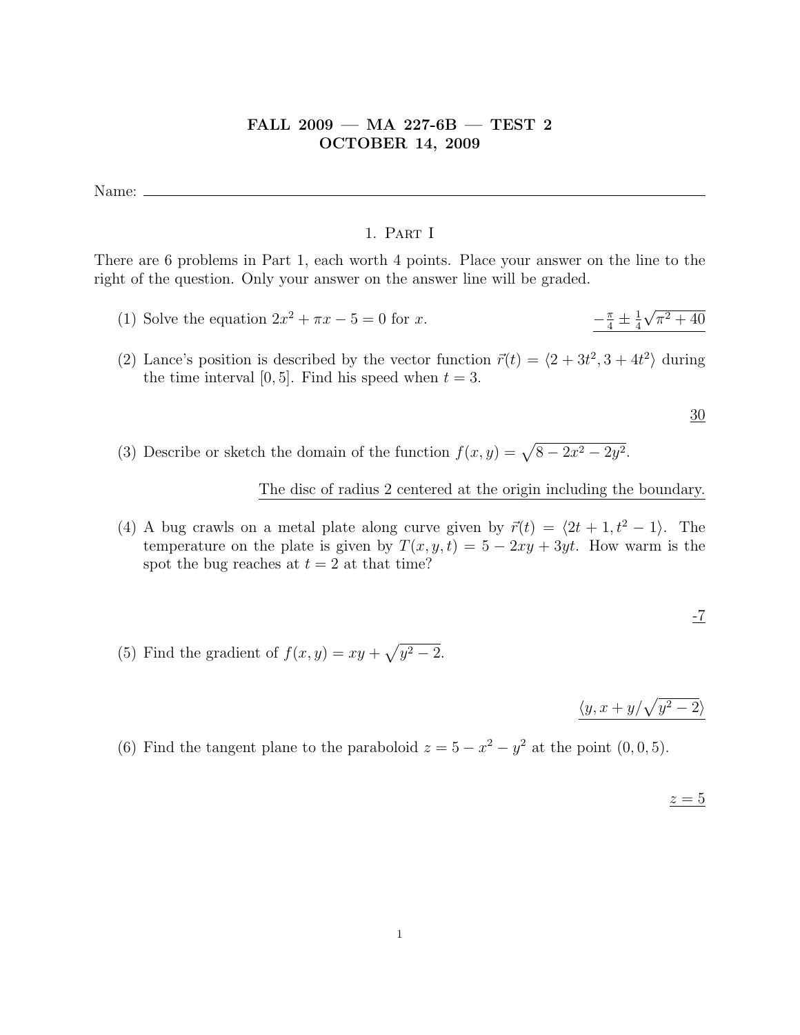# FALL 2009 — MA 227-6B — TEST 2
# OCTOBER 14, 2009

Name: ______________________________

## 1. Part I

There are 6 problems in Part 1, each worth 4 points. Place your answer on the line to the right of the question. Only your answer on the answer line will be graded.

(1) Solve the equation $2x^2 + \pi x - 5 = 0$ for $x$. $\quad$ $-\frac{\pi}{4} \pm \frac{1}{4}\sqrt{\pi^2 + 40}$

(2) Lance's position is described by the vector function $\vec{r}(t) = \langle 2 + 3t^2, 3 + 4t^2 \rangle$ during the time interval $[0, 5]$. Find his speed when $t = 3$.

30

(3) Describe or sketch the domain of the function $f(x, y) = \sqrt{8 - 2x^2 - 2y^2}$.

The disc of radius 2 centered at the origin including the boundary.

(4) A bug crawls on a metal plate along curve given by $\vec{r}(t) = \langle 2t + 1, t^2 - 1 \rangle$. The temperature on the plate is given by $T(x, y, t) = 5 - 2xy + 3yt$. How warm is the spot the bug reaches at $t = 2$ at that time?

-7

(5) Find the gradient of $f(x, y) = xy + \sqrt{y^2 - 2}$.

$\langle y, x + y/\sqrt{y^2 - 2} \rangle$

(6) Find the tangent plane to the paraboloid $z = 5 - x^2 - y^2$ at the point $(0, 0, 5)$.

$z = 5$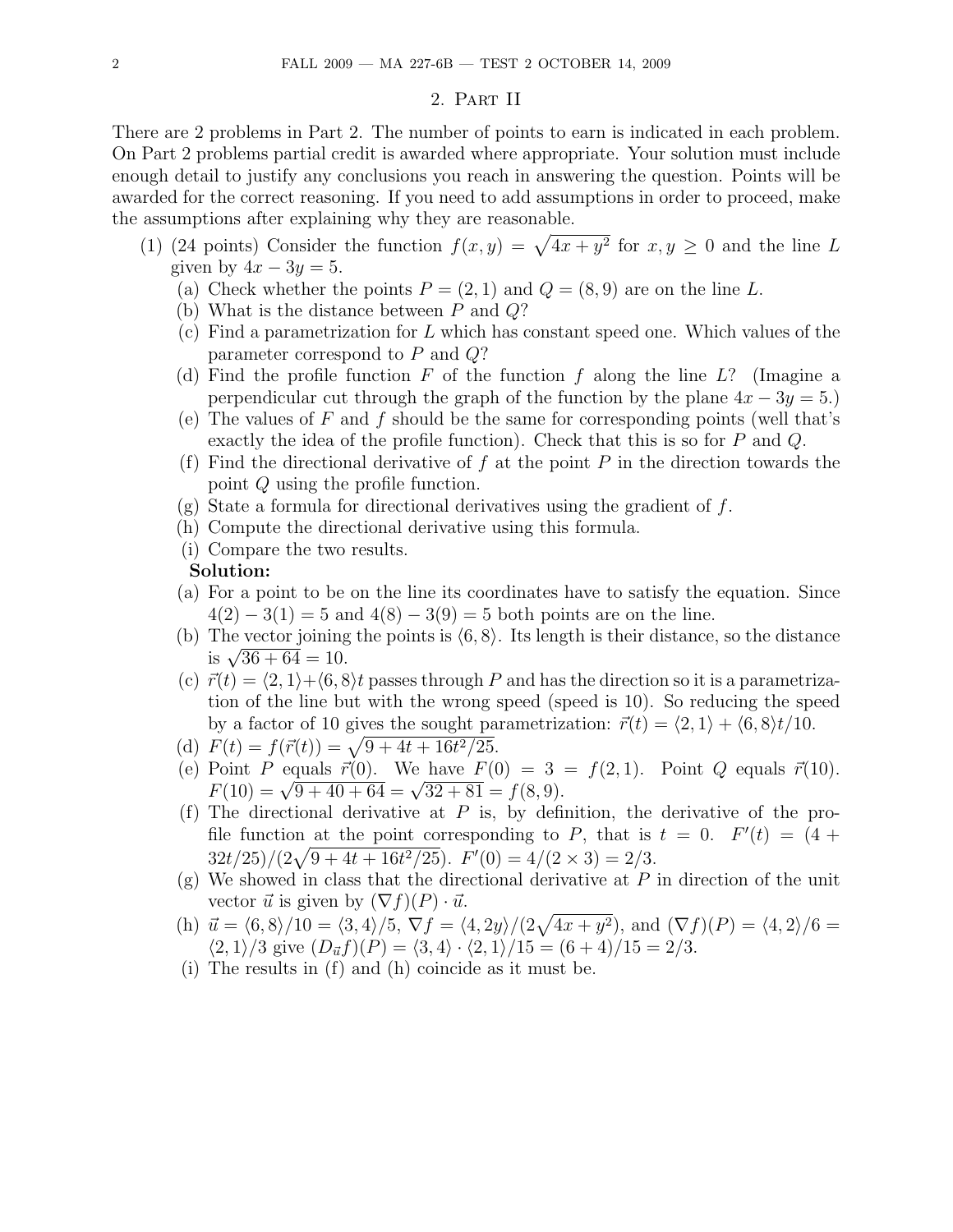## 2. Part II

There are 2 problems in Part 2. The number of points to earn is indicated in each problem. On Part 2 problems partial credit is awarded where appropriate. Your solution must include enough detail to justify any conclusions you reach in answering the question. Points will be awarded for the correct reasoning. If you need to add assumptions in order to proceed, make the assumptions after explaining why they are reasonable.

(1) (24 points) Consider the function $f(x, y) = \sqrt{4x + y^2}$ for $x, y \geq 0$ and the line $L$ given by $4x - 3y = 5$.

(a) Check whether the points $P = (2, 1)$ and $Q = (8, 9)$ are on the line $L$.

(b) What is the distance between $P$ and $Q$?

(c) Find a parametrization for $L$ which has constant speed one. Which values of the parameter correspond to $P$ and $Q$?

(d) Find the profile function $F$ of the function $f$ along the line $L$? (Imagine a perpendicular cut through the graph of the function by the plane $4x - 3y = 5$.)

(e) The values of $F$ and $f$ should be the same for corresponding points (well that's exactly the idea of the profile function). Check that this is so for $P$ and $Q$.

(f) Find the directional derivative of $f$ at the point $P$ in the direction towards the point $Q$ using the profile function.

(g) State a formula for directional derivatives using the gradient of $f$.

(h) Compute the directional derivative using this formula.

(i) Compare the two results.

**Solution:**

(a) For a point to be on the line its coordinates have to satisfy the equation. Since $4(2) - 3(1) = 5$ and $4(8) - 3(9) = 5$ both points are on the line.

(b) The vector joining the points is $\langle 6, 8\rangle$. Its length is their distance, so the distance is $\sqrt{36 + 64} = 10$.

(c) $\vec{r}(t) = \langle 2, 1\rangle + \langle 6, 8\rangle t$ passes through $P$ and has the direction so it is a parametrization of the line but with the wrong speed (speed is 10). So reducing the speed by a factor of 10 gives the sought parametrization: $\vec{r}(t) = \langle 2, 1\rangle + \langle 6, 8\rangle t/10$.

(d) $F(t) = f(\vec{r}(t)) = \sqrt{9 + 4t + 16t^2/25}$.

(e) Point $P$ equals $\vec{r}(0)$. We have $F(0) = 3 = f(2, 1)$. Point $Q$ equals $\vec{r}(10)$. $F(10) = \sqrt{9 + 40 + 64} = \sqrt{32 + 81} = f(8, 9)$.

(f) The directional derivative at $P$ is, by definition, the derivative of the profile function at the point corresponding to $P$, that is $t = 0$. $F'(t) = (4 + 32t/25)/(2\sqrt{9 + 4t + 16t^2/25})$. $F'(0) = 4/(2 \times 3) = 2/3$.

(g) We showed in class that the directional derivative at $P$ in direction of the unit vector $\vec{u}$ is given by $(\nabla f)(P) \cdot \vec{u}$.

(h) $\vec{u} = \langle 6, 8\rangle/10 = \langle 3, 4\rangle/5$, $\nabla f = \langle 4, 2y\rangle/(2\sqrt{4x + y^2})$, and $(\nabla f)(P) = \langle 4, 2\rangle/6 = \langle 2, 1\rangle/3$ give $(D_{\vec{u}}f)(P) = \langle 3, 4\rangle \cdot \langle 2, 1\rangle/15 = (6 + 4)/15 = 2/3$.

(i) The results in (f) and (h) coincide as it must be.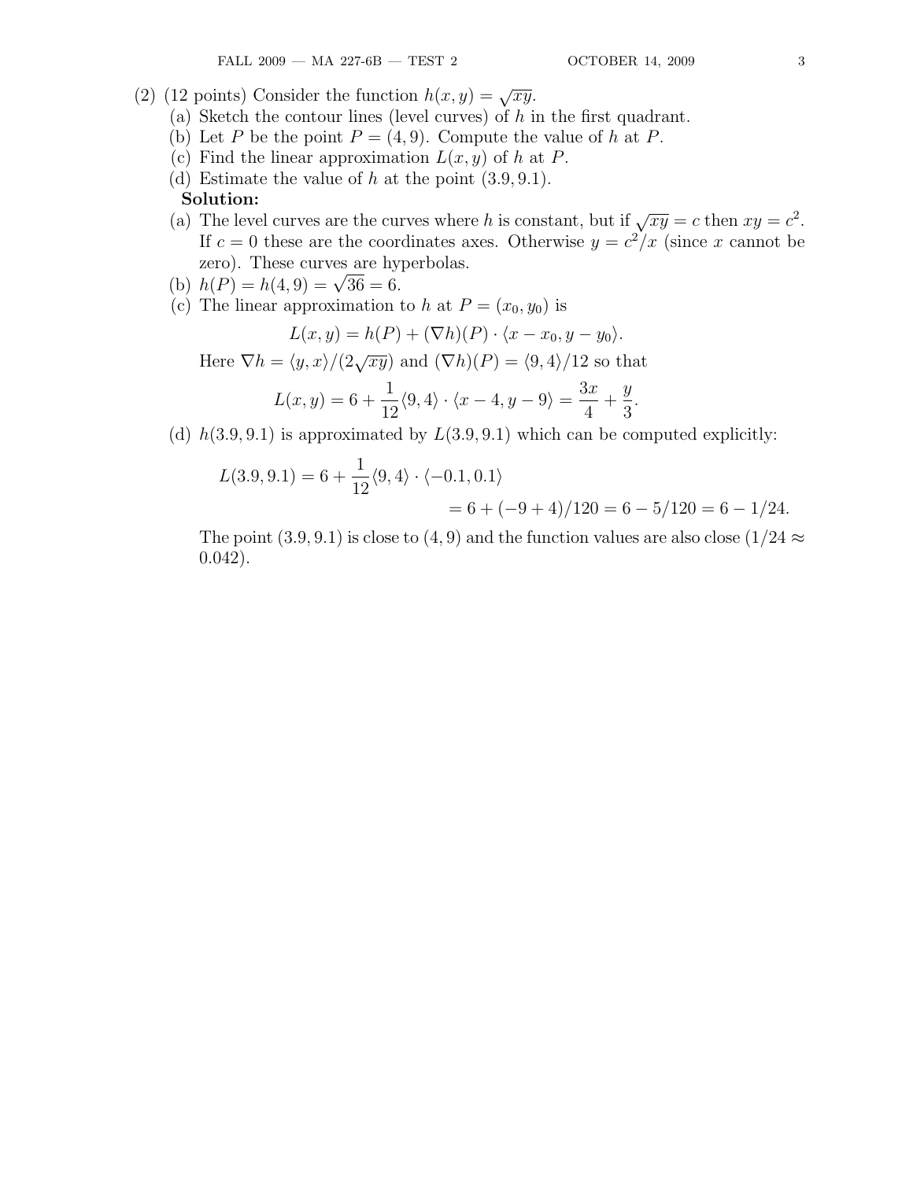(2) (12 points) Consider the function $h(x, y) = \sqrt{xy}$.

(a) Sketch the contour lines (level curves) of $h$ in the first quadrant.

(b) Let $P$ be the point $P = (4, 9)$. Compute the value of $h$ at $P$.

(c) Find the linear approximation $L(x, y)$ of $h$ at $P$.

(d) Estimate the value of $h$ at the point $(3.9, 9.1)$.

**Solution:**

(a) The level curves are the curves where $h$ is constant, but if $\sqrt{xy} = c$ then $xy = c^2$. If $c = 0$ these are the coordinates axes. Otherwise $y = c^2/x$ (since $x$ cannot be zero). These curves are hyperbolas.

(b) $h(P) = h(4, 9) = \sqrt{36} = 6$.

(c) The linear approximation to $h$ at $P = (x_0, y_0)$ is

$$L(x, y) = h(P) + (\nabla h)(P) \cdot \langle x - x_0, y - y_0 \rangle.$$

Here $\nabla h = \langle y, x \rangle / (2\sqrt{xy})$ and $(\nabla h)(P) = \langle 9, 4 \rangle / 12$ so that

$$L(x, y) = 6 + \frac{1}{12} \langle 9, 4 \rangle \cdot \langle x - 4, y - 9 \rangle = \frac{3x}{4} + \frac{y}{3}.$$

(d) $h(3.9, 9.1)$ is approximated by $L(3.9, 9.1)$ which can be computed explicitly:

$$L(3.9, 9.1) = 6 + \frac{1}{12} \langle 9, 4 \rangle \cdot \langle -0.1, 0.1 \rangle$$
$$= 6 + (-9 + 4)/120 = 6 - 5/120 = 6 - 1/24.$$

The point $(3.9, 9.1)$ is close to $(4, 9)$ and the function values are also close ($1/24 \approx 0.042$).